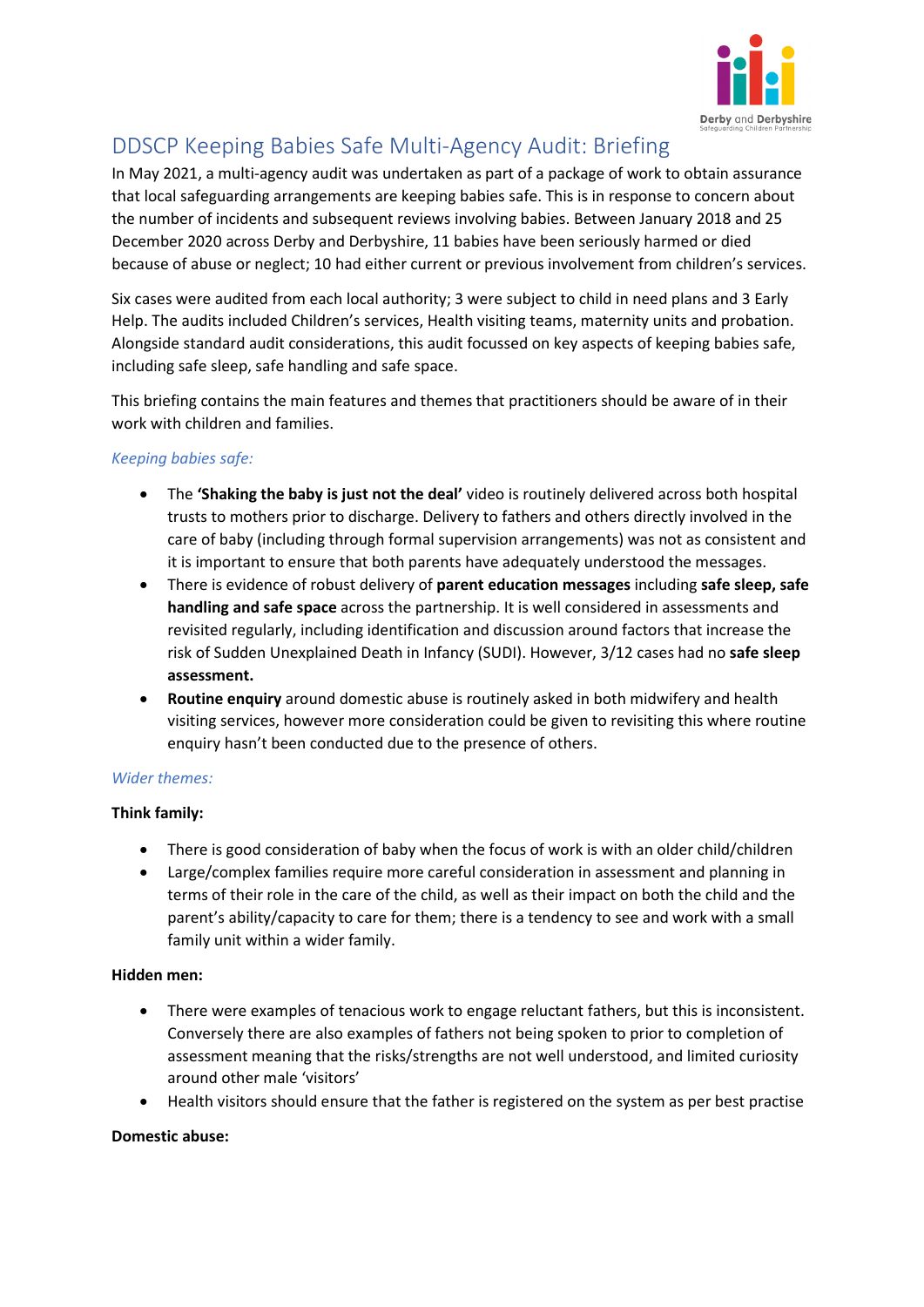# DDSCP Keeping Babies Safe Multi-Agency Audit: Briefing

In May 2021, a multi-agency audit was undertaken as part of a package of work to obtain assurance that local safeguarding arrangements are keeping babies safe. This is in response to concern about the number of incidents and subsequent reviews involving babies. Between January 2018 and 25 December 2020 across Derby and Derbyshire, 11 babies have been seriously harmed or died because of abuse or neglect; 10 had either current or previous involvement from children's services.

Six cases were audited from each local authority; 3 were subject to child in need plans and 3 Early Help. The audits included Children's services, Health visiting teams, maternity units and probation. Alongside standard audit considerations, this audit focussed on key aspects of keeping babies safe, including safe sleep, safe handling and safe space.

This briefing contains the main features and themes that practitioners should be aware of in their work with children and families.

### *Keeping babies safe:*

- The **'Shaking the baby is just not the deal'** video is routinely delivered across both hospital trusts to mothers prior to discharge. Delivery to fathers and others directly involved in the care of baby (including through formal supervision arrangements) was not as consistent and it is important to ensure that both parents have adequately understood the messages.
- There is evidence of robust delivery of **parent education messages** including **safe sleep, safe handling and safe space** across the partnership. It is well considered in assessments and revisited regularly, including identification and discussion around factors that increase the risk of Sudden Unexplained Death in Infancy (SUDI). However, 3/12 cases had no **safe sleep assessment.**
- **Routine enquiry** around domestic abuse is routinely asked in both midwifery and health visiting services, however more consideration could be given to revisiting this where routine enquiry hasn't been conducted due to the presence of others.

### *Wider themes:*

**Think family:**

- There is good consideration of baby when the focus of work is with an older child/children
- Large/complex families require more careful consideration in assessment and planning in terms of their role in the care of the child, as well as their impact on both the child and the parent's ability/capacity to care for them; there is a tendency to see and work with a small family unit within a wider family.

**Hidden men:**

- There were examples of tenacious work to engage reluctant fathers, but this is inconsistent. Conversely there are also examples of fathers not being spoken to prior to completion of assessment meaning that the risks/strengths are not well understood, and limited curiosity around other male 'visitors'
- Health visitors should ensure that the father is registered on the system as per best practise

**Domestic abuse:**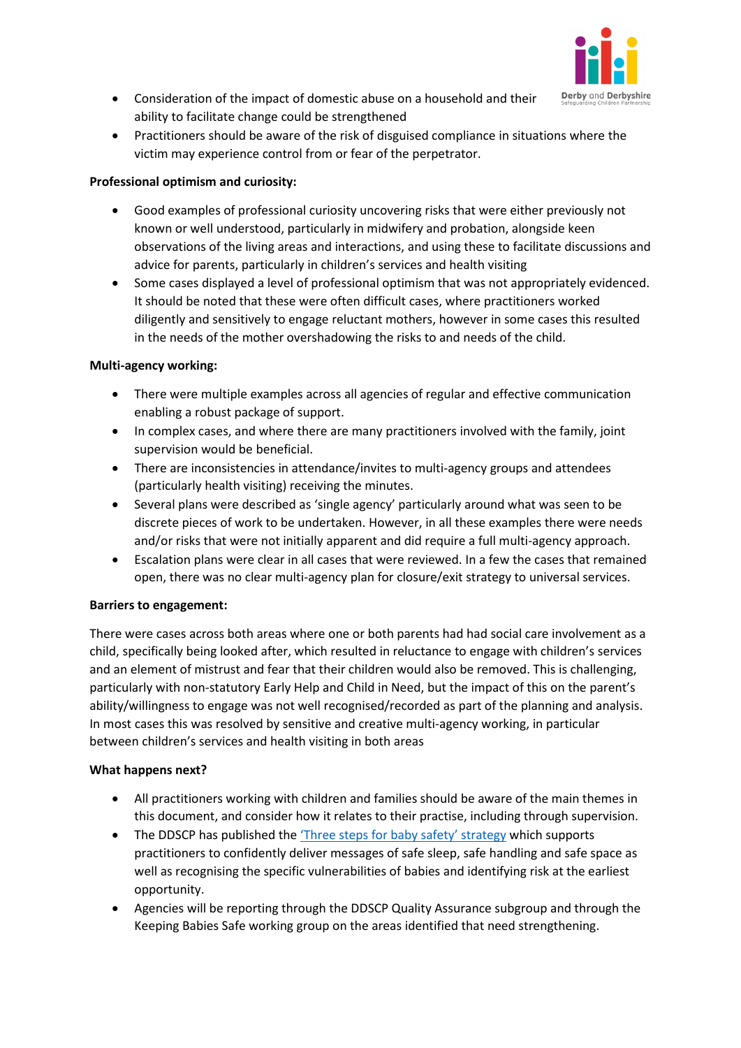- Consideration of the impact of domestic abuse on a household and their ability to facilitate change could be strengthened
- Practitioners should be aware of the risk of disguised compliance in situations where the victim may experience control from or fear of the perpetrator.

**Professional optimism and curiosity:**

- Good examples of professional curiosity uncovering risks that were either previously not known or well understood, particularly in midwifery and probation, alongside keen observations of the living areas and interactions, and using these to facilitate discussions and advice for parents, particularly in children's services and health visiting
- Some cases displayed a level of professional optimism that was not appropriately evidenced. It should be noted that these were often difficult cases, where practitioners worked diligently and sensitively to engage reluctant mothers, however in some cases this resulted in the needs of the mother overshadowing the risks to and needs of the child.

**Multi-agency working:**

- There were multiple examples across all agencies of regular and effective communication enabling a robust package of support.
- In complex cases, and where there are many practitioners involved with the family, joint supervision would be beneficial.
- There are inconsistencies in attendance/invites to multi-agency groups and attendees (particularly health visiting) receiving the minutes.
- Several plans were described as 'single agency' particularly around what was seen to be discrete pieces of work to be undertaken. However, in all these examples there were needs and/or risks that were not initially apparent and did require a full multi-agency approach.
- Escalation plans were clear in all cases that were reviewed. In a few the cases that remained open, there was no clear multi-agency plan for closure/exit strategy to universal services.

**Barriers to engagement:**

There were cases across both areas where one or both parents had had social care involvement as a child, specifically being looked after, which resulted in reluctance to engage with children's services and an element of mistrust and fear that their children would also be removed. This is challenging, particularly with non-statutory Early Help and Child in Need, but the impact of this on the parent's ability/willingness to engage was not well recognised/recorded as part of the planning and analysis. In most cases this was resolved by sensitive and creative multi-agency working, in particular between children's services and health visiting in both areas

**What happens next?**

- All practitioners working with children and families should be aware of the main themes in this document, and consider how it relates to their practise, including through supervision.
- The DDSCP has published the 'Three steps for baby safety' strategy which supports practitioners to confidently deliver messages of safe sleep, safe handling and safe space as well as recognising the specific vulnerabilities of babies and identifying risk at the earliest opportunity.
- Agencies will be reporting through the DDSCP Quality Assurance subgroup and through the Keeping Babies Safe working group on the areas identified that need strengthening.